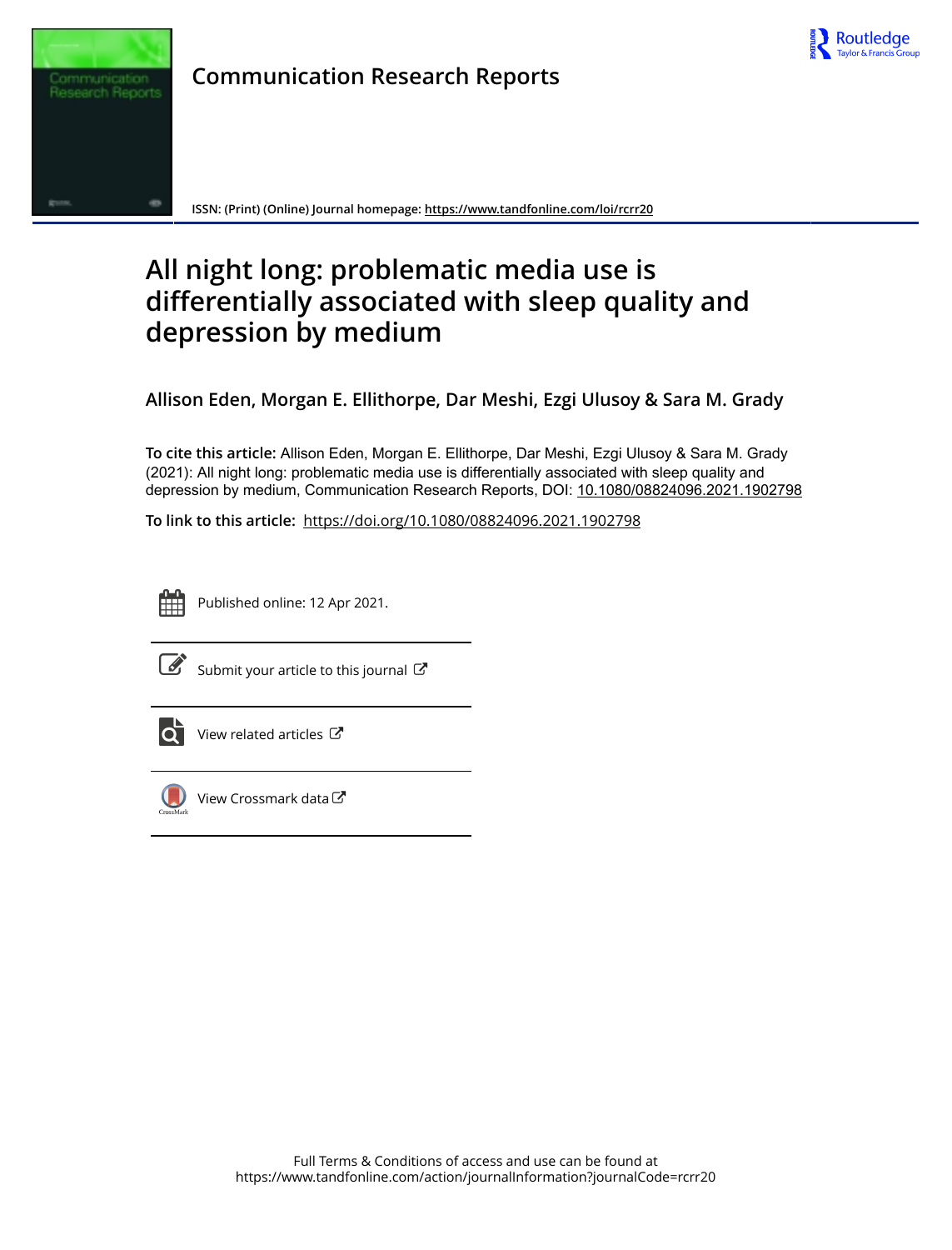Communication Research Reports

ISSN: (Print) (Online) Journal homepage: https://www.tandfonline.com/loi/rcrr20

# All night long: problematic media use is differentially associated with sleep quality and depression by medium

**Allison Eden, Morgan E. Ellithorpe, Dar Meshi, Ezgi Ulusoy & Sara M. Grady**

**To cite this article:** Allison Eden, Morgan E. Ellithorpe, Dar Meshi, Ezgi Ulusoy & Sara M. Grady (2021): All night long: problematic media use is differentially associated with sleep quality and depression by medium, Communication Research Reports, DOI: 10.1080/08824096.2021.1902798

**To link to this article:** https://doi.org/10.1080/08824096.2021.1902798

Published online: 12 Apr 2021.

Submit your article to this journal

View related articles

View Crossmark data

Full Terms & Conditions of access and use can be found at https://www.tandfonline.com/action/journalInformation?journalCode=rcrr20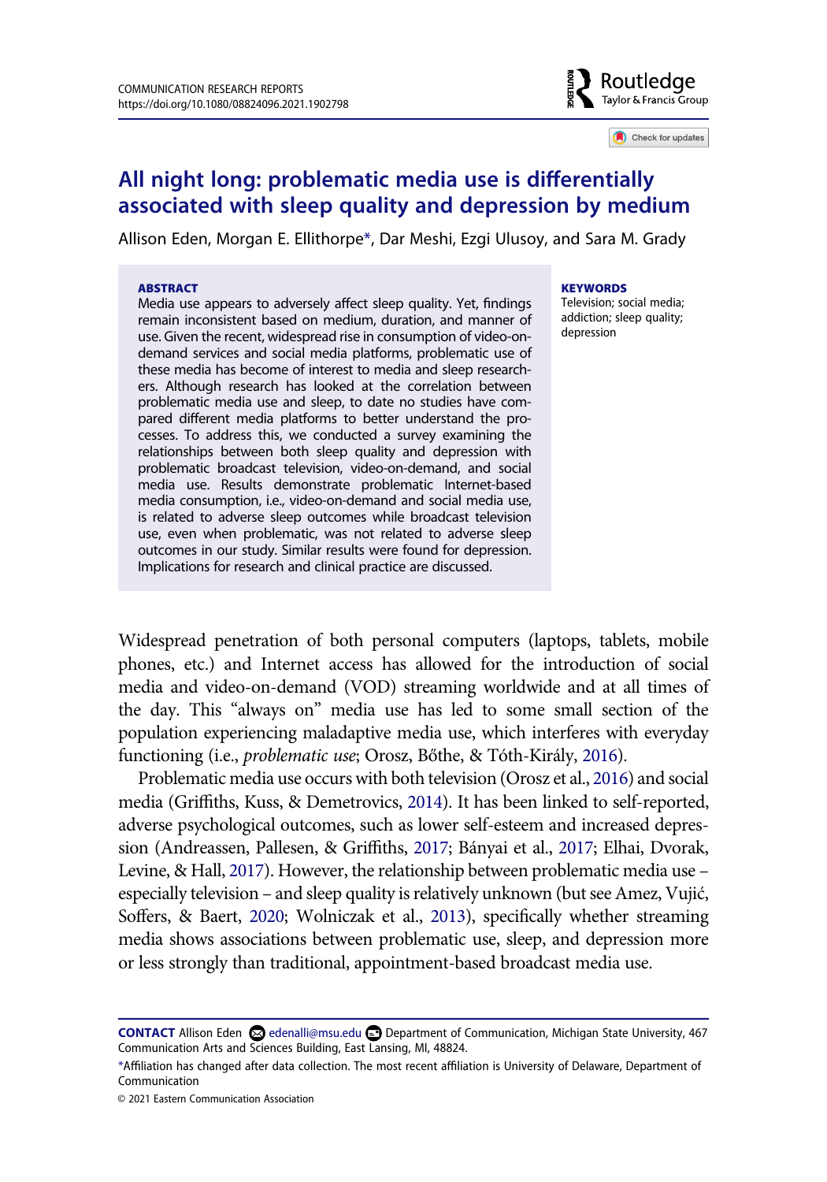# All night long: problematic media use is differentially associated with sleep quality and depression by medium

Allison Eden, Morgan E. Ellithorpe*, Dar Meshi, Ezgi Ulusoy, and Sara M. Grady

**ABSTRACT**

Media use appears to adversely affect sleep quality. Yet, findings remain inconsistent based on medium, duration, and manner of use. Given the recent, widespread rise in consumption of video-on-demand services and social media platforms, problematic use of these media has become of interest to media and sleep researchers. Although research has looked at the correlation between problematic media use and sleep, to date no studies have compared different media platforms to better understand the processes. To address this, we conducted a survey examining the relationships between both sleep quality and depression with problematic broadcast television, video-on-demand, and social media use. Results demonstrate problematic Internet-based media consumption, i.e., video-on-demand and social media use, is related to adverse sleep outcomes while broadcast television use, even when problematic, was not related to adverse sleep outcomes in our study. Similar results were found for depression. Implications for research and clinical practice are discussed.

**KEYWORDS**

Television; social media; addiction; sleep quality; depression

Widespread penetration of both personal computers (laptops, tablets, mobile phones, etc.) and Internet access has allowed for the introduction of social media and video-on-demand (VOD) streaming worldwide and at all times of the day. This "always on" media use has led to some small section of the population experiencing maladaptive media use, which interferes with everyday functioning (i.e., *problematic use*; Orosz, Bőthe, & Tóth-Király, 2016).

Problematic media use occurs with both television (Orosz et al., 2016) and social media (Griffiths, Kuss, & Demetrovics, 2014). It has been linked to self-reported, adverse psychological outcomes, such as lower self-esteem and increased depression (Andreassen, Pallesen, & Griffiths, 2017; Bányai et al., 2017; Elhai, Dvorak, Levine, & Hall, 2017). However, the relationship between problematic media use – especially television – and sleep quality is relatively unknown (but see Amez, Vujić, Soffers, & Baert, 2020; Wolniczak et al., 2013), specifically whether streaming media shows associations between problematic use, sleep, and depression more or less strongly than traditional, appointment-based broadcast media use.

**CONTACT** Allison Eden edenalli@msu.edu Department of Communication, Michigan State University, 467 Communication Arts and Sciences Building, East Lansing, MI, 48824.

*Affiliation has changed after data collection. The most recent affiliation is University of Delaware, Department of Communication

© 2021 Eastern Communication Association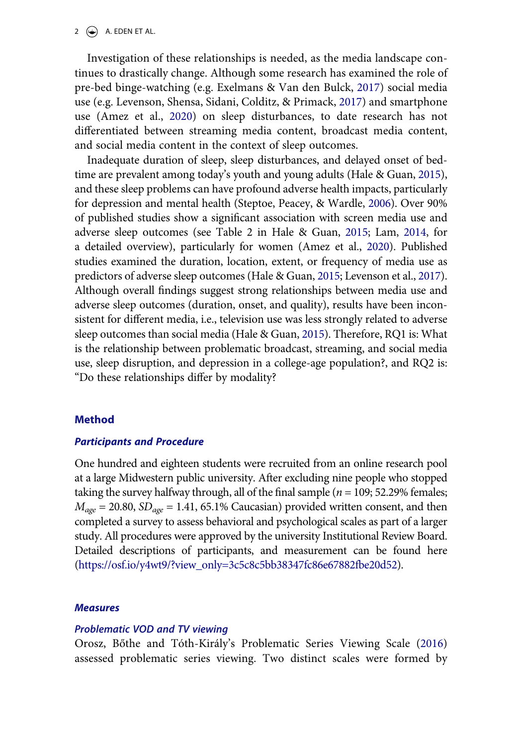Investigation of these relationships is needed, as the media landscape continues to drastically change. Although some research has examined the role of pre-bed binge-watching (e.g. Exelmans & Van den Bulck, 2017) social media use (e.g. Levenson, Shensa, Sidani, Colditz, & Primack, 2017) and smartphone use (Amez et al., 2020) on sleep disturbances, to date research has not differentiated between streaming media content, broadcast media content, and social media content in the context of sleep outcomes.

Inadequate duration of sleep, sleep disturbances, and delayed onset of bedtime are prevalent among today's youth and young adults (Hale & Guan, 2015), and these sleep problems can have profound adverse health impacts, particularly for depression and mental health (Steptoe, Peacey, & Wardle, 2006). Over 90% of published studies show a significant association with screen media use and adverse sleep outcomes (see Table 2 in Hale & Guan, 2015; Lam, 2014, for a detailed overview), particularly for women (Amez et al., 2020). Published studies examined the duration, location, extent, or frequency of media use as predictors of adverse sleep outcomes (Hale & Guan, 2015; Levenson et al., 2017). Although overall findings suggest strong relationships between media use and adverse sleep outcomes (duration, onset, and quality), results have been inconsistent for different media, i.e., television use was less strongly related to adverse sleep outcomes than social media (Hale & Guan, 2015). Therefore, RQ1 is: What is the relationship between problematic broadcast, streaming, and social media use, sleep disruption, and depression in a college-age population?, and RQ2 is: "Do these relationships differ by modality?

## Method

### Participants and Procedure

One hundred and eighteen students were recruited from an online research pool at a large Midwestern public university. After excluding nine people who stopped taking the survey halfway through, all of the final sample ($n$ = 109; 52.29% females; $M_{age}$ = 20.80, $SD_{age}$ = 1.41, 65.1% Caucasian) provided written consent, and then completed a survey to assess behavioral and psychological scales as part of a larger study. All procedures were approved by the university Institutional Review Board. Detailed descriptions of participants, and measurement can be found here (https://osf.io/y4wt9/?view_only=3c5c8c5bb38347fc86e67882fbe20d52).

### Measures

#### Problematic VOD and TV viewing

Orosz, Bőthe and Tóth-Király's Problematic Series Viewing Scale (2016) assessed problematic series viewing. Two distinct scales were formed by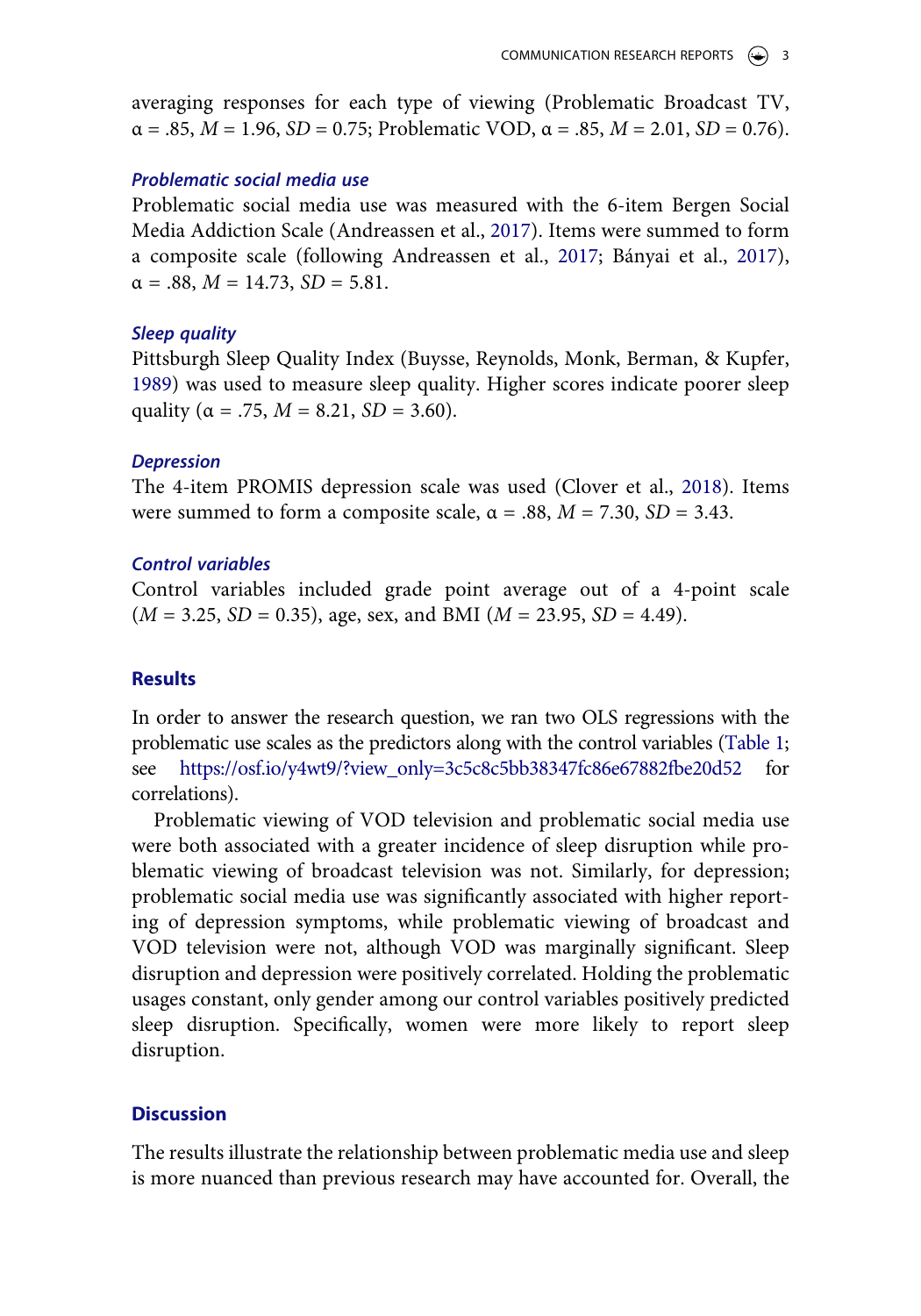averaging responses for each type of viewing (Problematic Broadcast TV, $\alpha = .85$, $M = 1.96$, $SD = 0.75$; Problematic VOD, $\alpha = .85$, $M = 2.01$, $SD = 0.76$).

### *Problematic social media use*

Problematic social media use was measured with the 6-item Bergen Social Media Addiction Scale (Andreassen et al., 2017). Items were summed to form a composite scale (following Andreassen et al., 2017; Bányai et al., 2017), $\alpha = .88$, $M = 14.73$, $SD = 5.81$.

### *Sleep quality*

Pittsburgh Sleep Quality Index (Buysse, Reynolds, Monk, Berman, & Kupfer, 1989) was used to measure sleep quality. Higher scores indicate poorer sleep quality ($\alpha = .75$, $M = 8.21$, $SD = 3.60$).

### *Depression*

The 4-item PROMIS depression scale was used (Clover et al., 2018). Items were summed to form a composite scale, $\alpha = .88$, $M = 7.30$, $SD = 3.43$.

### *Control variables*

Control variables included grade point average out of a 4-point scale ($M = 3.25$, $SD = 0.35$), age, sex, and BMI ($M = 23.95$, $SD = 4.49$).

## Results

In order to answer the research question, we ran two OLS regressions with the problematic use scales as the predictors along with the control variables (Table 1; see https://osf.io/y4wt9/?view_only=3c5c8c5bb38347fc86e67882fbe20d52 for correlations).

Problematic viewing of VOD television and problematic social media use were both associated with a greater incidence of sleep disruption while problematic viewing of broadcast television was not. Similarly, for depression; problematic social media use was significantly associated with higher reporting of depression symptoms, while problematic viewing of broadcast and VOD television were not, although VOD was marginally significant. Sleep disruption and depression were positively correlated. Holding the problematic usages constant, only gender among our control variables positively predicted sleep disruption. Specifically, women were more likely to report sleep disruption.

## Discussion

The results illustrate the relationship between problematic media use and sleep is more nuanced than previous research may have accounted for. Overall, the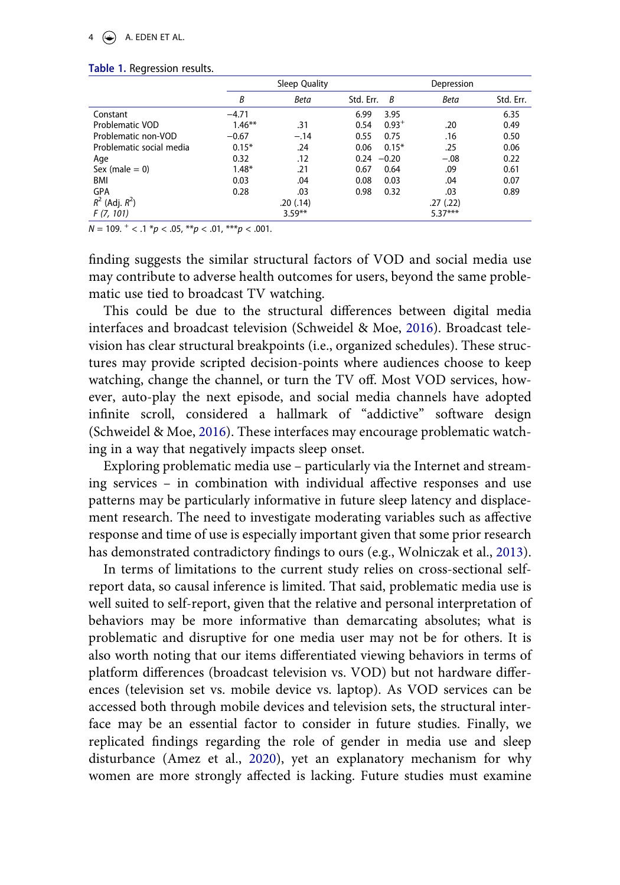**Table 1.** Regression results.

| | Sleep Quality | | | Depression | | |
|---|---|---|---|---|---|---|
| | *B* | *Beta* | Std. Err. | *B* | *Beta* | Std. Err. |
| Constant | −4.71 | | 6.99 | 3.95 | | 6.35 |
| Problematic VOD | 1.46** | .31 | 0.54 | 0.93$^{+}$ | .20 | 0.49 |
| Problematic non-VOD | −0.67 | −.14 | 0.55 | 0.75 | .16 | 0.50 |
| Problematic social media | 0.15* | .24 | 0.06 | 0.15* | .25 | 0.06 |
| Age | 0.32 | .12 | 0.24 | −0.20 | −.08 | 0.22 |
| Sex (male = 0) | 1.48* | .21 | 0.67 | 0.64 | .09 | 0.61 |
| BMI | 0.03 | .04 | 0.08 | 0.03 | .04 | 0.07 |
| GPA | 0.28 | .03 | 0.98 | 0.32 | .03 | 0.89 |
| $R^2$ (Adj. $R^2$) | | .20 (.14) | | | .27 (.22) | |
| *F (7, 101)* | | 3.59** | | | 5.37*** | |

$N = 109$. $^{+} < .1$ $^{*}p < .05$, $^{**}p < .01$, $^{***}p < .001$.

finding suggests the similar structural factors of VOD and social media use may contribute to adverse health outcomes for users, beyond the same problematic use tied to broadcast TV watching.

This could be due to the structural differences between digital media interfaces and broadcast television (Schweidel & Moe, 2016). Broadcast television has clear structural breakpoints (i.e., organized schedules). These structures may provide scripted decision-points where audiences choose to keep watching, change the channel, or turn the TV off. Most VOD services, however, auto-play the next episode, and social media channels have adopted infinite scroll, considered a hallmark of "addictive" software design (Schweidel & Moe, 2016). These interfaces may encourage problematic watching in a way that negatively impacts sleep onset.

Exploring problematic media use – particularly via the Internet and streaming services – in combination with individual affective responses and use patterns may be particularly informative in future sleep latency and displacement research. The need to investigate moderating variables such as affective response and time of use is especially important given that some prior research has demonstrated contradictory findings to ours (e.g., Wolniczak et al., 2013).

In terms of limitations to the current study relies on cross-sectional self-report data, so causal inference is limited. That said, problematic media use is well suited to self-report, given that the relative and personal interpretation of behaviors may be more informative than demarcating absolutes; what is problematic and disruptive for one media user may not be for others. It is also worth noting that our items differentiated viewing behaviors in terms of platform differences (broadcast television vs. VOD) but not hardware differences (television set vs. mobile device vs. laptop). As VOD services can be accessed both through mobile devices and television sets, the structural interface may be an essential factor to consider in future studies. Finally, we replicated findings regarding the role of gender in media use and sleep disturbance (Amez et al., 2020), yet an explanatory mechanism for why women are more strongly affected is lacking. Future studies must examine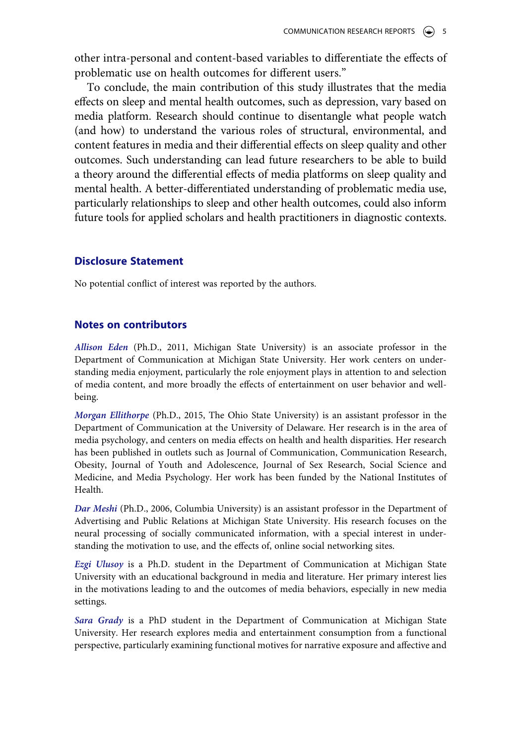other intra-personal and content-based variables to differentiate the effects of problematic use on health outcomes for different users."

To conclude, the main contribution of this study illustrates that the media effects on sleep and mental health outcomes, such as depression, vary based on media platform. Research should continue to disentangle what people watch (and how) to understand the various roles of structural, environmental, and content features in media and their differential effects on sleep quality and other outcomes. Such understanding can lead future researchers to be able to build a theory around the differential effects of media platforms on sleep quality and mental health. A better-differentiated understanding of problematic media use, particularly relationships to sleep and other health outcomes, could also inform future tools for applied scholars and health practitioners in diagnostic contexts.

## Disclosure Statement

No potential conflict of interest was reported by the authors.

## Notes on contributors

***Allison Eden*** (Ph.D., 2011, Michigan State University) is an associate professor in the Department of Communication at Michigan State University. Her work centers on understanding media enjoyment, particularly the role enjoyment plays in attention to and selection of media content, and more broadly the effects of entertainment on user behavior and well-being.

***Morgan Ellithorpe*** (Ph.D., 2015, The Ohio State University) is an assistant professor in the Department of Communication at the University of Delaware. Her research is in the area of media psychology, and centers on media effects on health and health disparities. Her research has been published in outlets such as Journal of Communication, Communication Research, Obesity, Journal of Youth and Adolescence, Journal of Sex Research, Social Science and Medicine, and Media Psychology. Her work has been funded by the National Institutes of Health.

***Dar Meshi*** (Ph.D., 2006, Columbia University) is an assistant professor in the Department of Advertising and Public Relations at Michigan State University. His research focuses on the neural processing of socially communicated information, with a special interest in understanding the motivation to use, and the effects of, online social networking sites.

***Ezgi Ulusoy*** is a Ph.D. student in the Department of Communication at Michigan State University with an educational background in media and literature. Her primary interest lies in the motivations leading to and the outcomes of media behaviors, especially in new media settings.

***Sara Grady*** is a PhD student in the Department of Communication at Michigan State University. Her research explores media and entertainment consumption from a functional perspective, particularly examining functional motives for narrative exposure and affective and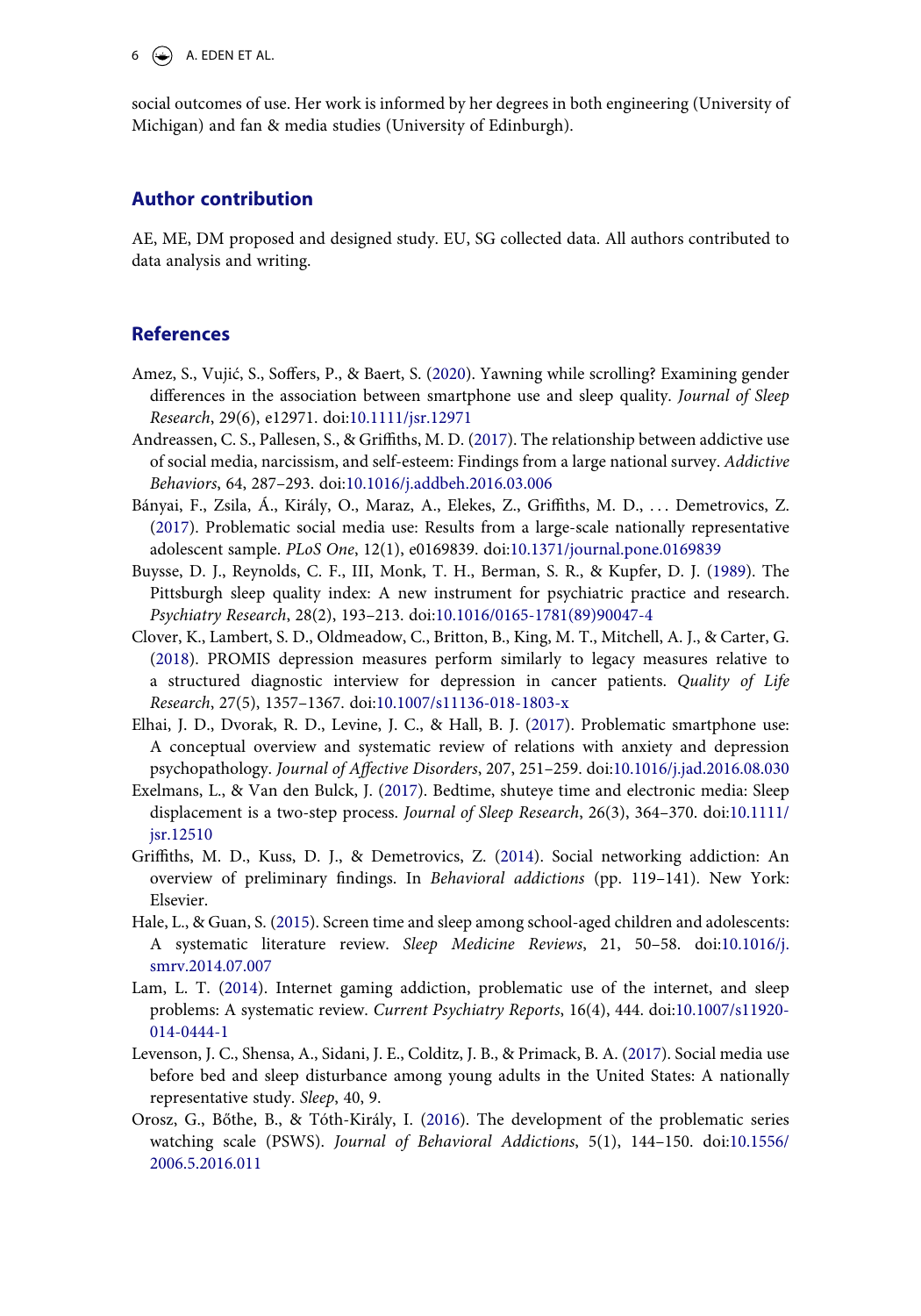social outcomes of use. Her work is informed by her degrees in both engineering (University of Michigan) and fan & media studies (University of Edinburgh).

## Author contribution

AE, ME, DM proposed and designed study. EU, SG collected data. All authors contributed to data analysis and writing.

## References

Amez, S., Vujić, S., Soffers, P., & Baert, S. (2020). Yawning while scrolling? Examining gender differences in the association between smartphone use and sleep quality. *Journal of Sleep Research*, 29(6), e12971. doi:10.1111/jsr.12971

Andreassen, C. S., Pallesen, S., & Griffiths, M. D. (2017). The relationship between addictive use of social media, narcissism, and self-esteem: Findings from a large national survey. *Addictive Behaviors*, 64, 287–293. doi:10.1016/j.addbeh.2016.03.006

Bányai, F., Zsila, Á., Király, O., Maraz, A., Elekes, Z., Griffiths, M. D., . . . Demetrovics, Z. (2017). Problematic social media use: Results from a large-scale nationally representative adolescent sample. *PLoS One*, 12(1), e0169839. doi:10.1371/journal.pone.0169839

Buysse, D. J., Reynolds, C. F., III, Monk, T. H., Berman, S. R., & Kupfer, D. J. (1989). The Pittsburgh sleep quality index: A new instrument for psychiatric practice and research. *Psychiatry Research*, 28(2), 193–213. doi:10.1016/0165-1781(89)90047-4

Clover, K., Lambert, S. D., Oldmeadow, C., Britton, B., King, M. T., Mitchell, A. J., & Carter, G. (2018). PROMIS depression measures perform similarly to legacy measures relative to a structured diagnostic interview for depression in cancer patients. *Quality of Life Research*, 27(5), 1357–1367. doi:10.1007/s11136-018-1803-x

Elhai, J. D., Dvorak, R. D., Levine, J. C., & Hall, B. J. (2017). Problematic smartphone use: A conceptual overview and systematic review of relations with anxiety and depression psychopathology. *Journal of Affective Disorders*, 207, 251–259. doi:10.1016/j.jad.2016.08.030

Exelmans, L., & Van den Bulck, J. (2017). Bedtime, shuteye time and electronic media: Sleep displacement is a two-step process. *Journal of Sleep Research*, 26(3), 364–370. doi:10.1111/jsr.12510

Griffiths, M. D., Kuss, D. J., & Demetrovics, Z. (2014). Social networking addiction: An overview of preliminary findings. In *Behavioral addictions* (pp. 119–141). New York: Elsevier.

Hale, L., & Guan, S. (2015). Screen time and sleep among school-aged children and adolescents: A systematic literature review. *Sleep Medicine Reviews*, 21, 50–58. doi:10.1016/j.smrv.2014.07.007

Lam, L. T. (2014). Internet gaming addiction, problematic use of the internet, and sleep problems: A systematic review. *Current Psychiatry Reports*, 16(4), 444. doi:10.1007/s11920-014-0444-1

Levenson, J. C., Shensa, A., Sidani, J. E., Colditz, J. B., & Primack, B. A. (2017). Social media use before bed and sleep disturbance among young adults in the United States: A nationally representative study. *Sleep*, 40, 9.

Orosz, G., Bőthe, B., & Tóth-Király, I. (2016). The development of the problematic series watching scale (PSWS). *Journal of Behavioral Addictions*, 5(1), 144–150. doi:10.1556/2006.5.2016.011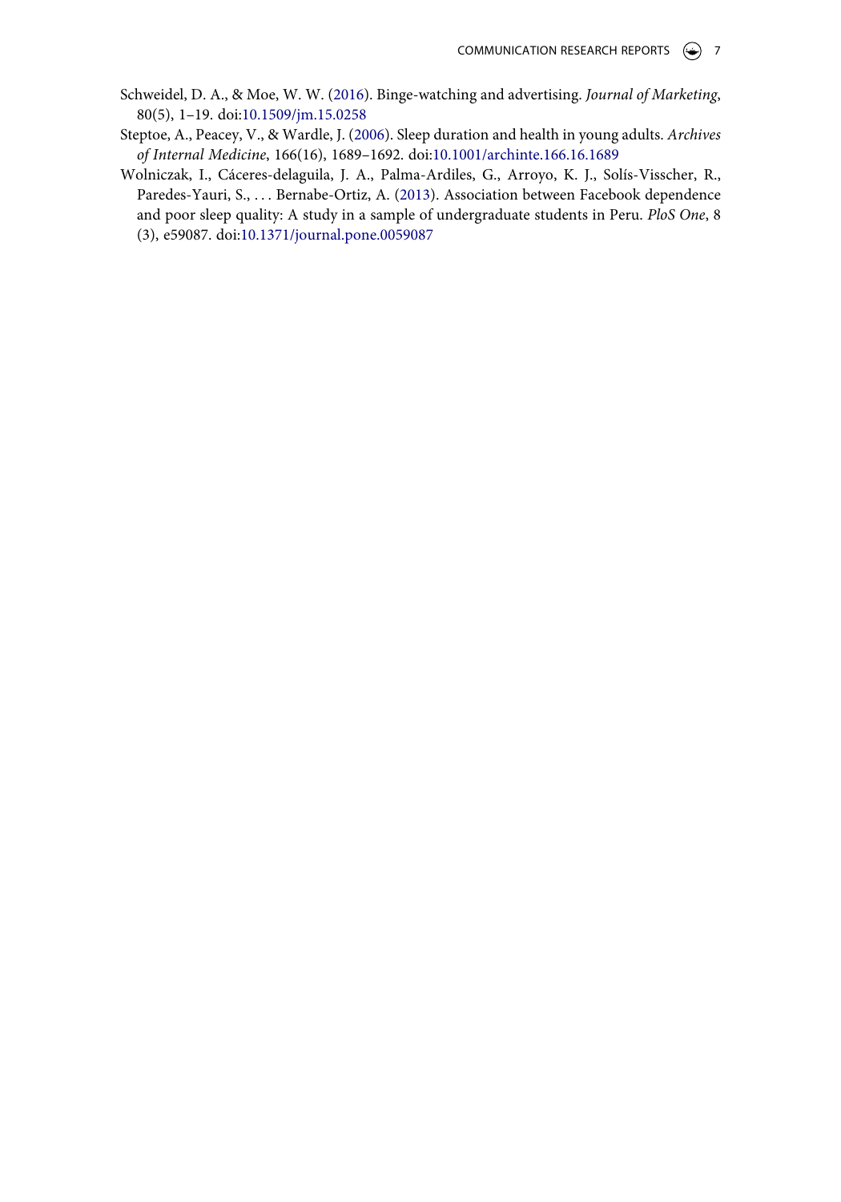Schweidel, D. A., & Moe, W. W. (2016). Binge-watching and advertising. *Journal of Marketing*, 80(5), 1–19. doi:10.1509/jm.15.0258

Steptoe, A., Peacey, V., & Wardle, J. (2006). Sleep duration and health in young adults. *Archives of Internal Medicine*, 166(16), 1689–1692. doi:10.1001/archinte.166.16.1689

Wolniczak, I., Cáceres-delaguila, J. A., Palma-Ardiles, G., Arroyo, K. J., Solís-Visscher, R., Paredes-Yauri, S., . . . Bernabe-Ortiz, A. (2013). Association between Facebook dependence and poor sleep quality: A study in a sample of undergraduate students in Peru. *PloS One*, 8 (3), e59087. doi:10.1371/journal.pone.0059087